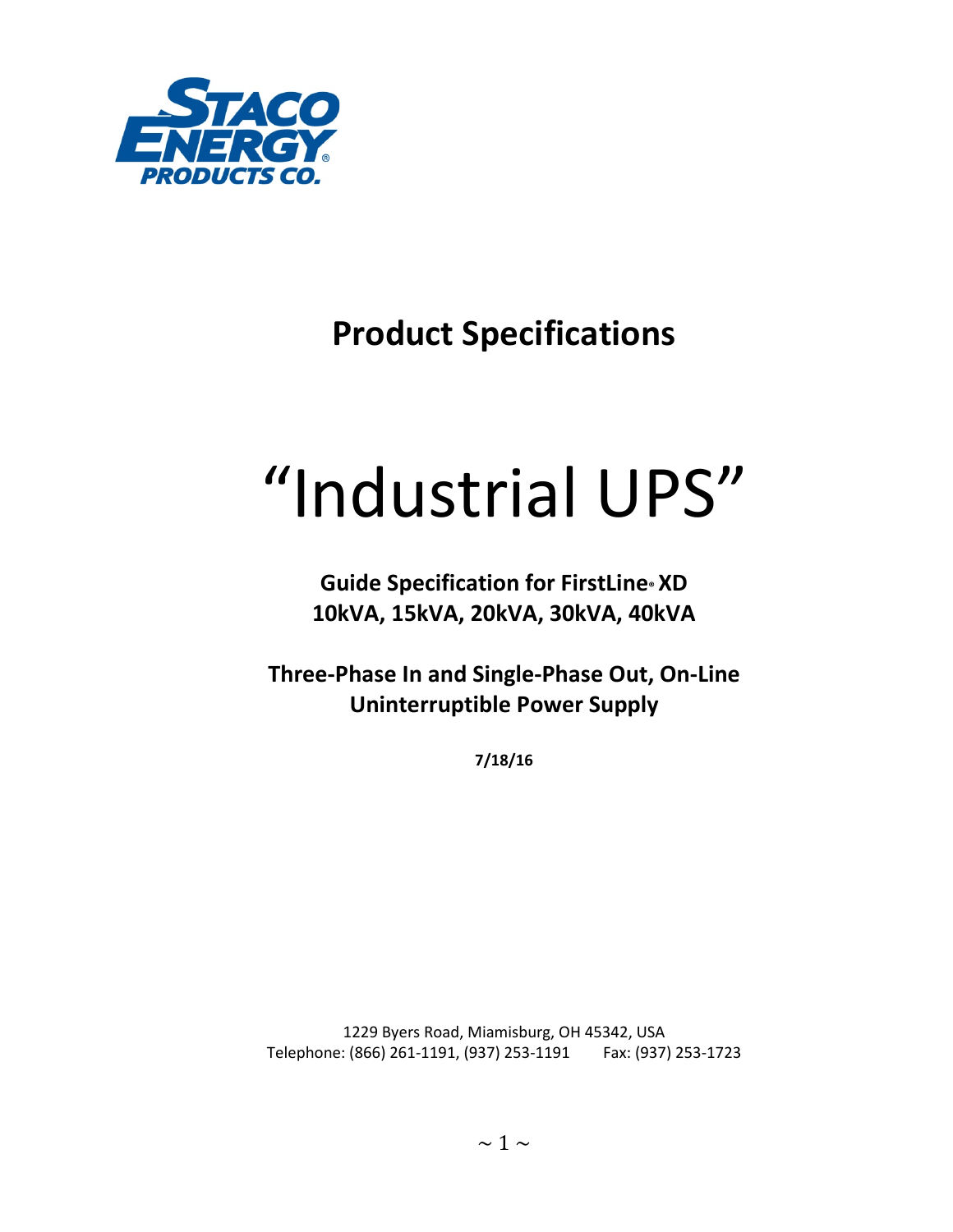STACO ENERGY PRODUCTS CO.

# Product Specifications

# "Industrial UPS"

**Guide Specification for FirstLine® XD**
**10kVA, 15kVA, 20kVA, 30kVA, 40kVA**

**Three-Phase In and Single-Phase Out, On-Line Uninterruptible Power Supply**

**7/18/16**

1229 Byers Road, Miamisburg, OH 45342, USA
Telephone: (866) 261-1191, (937) 253-1191    Fax: (937) 253-1723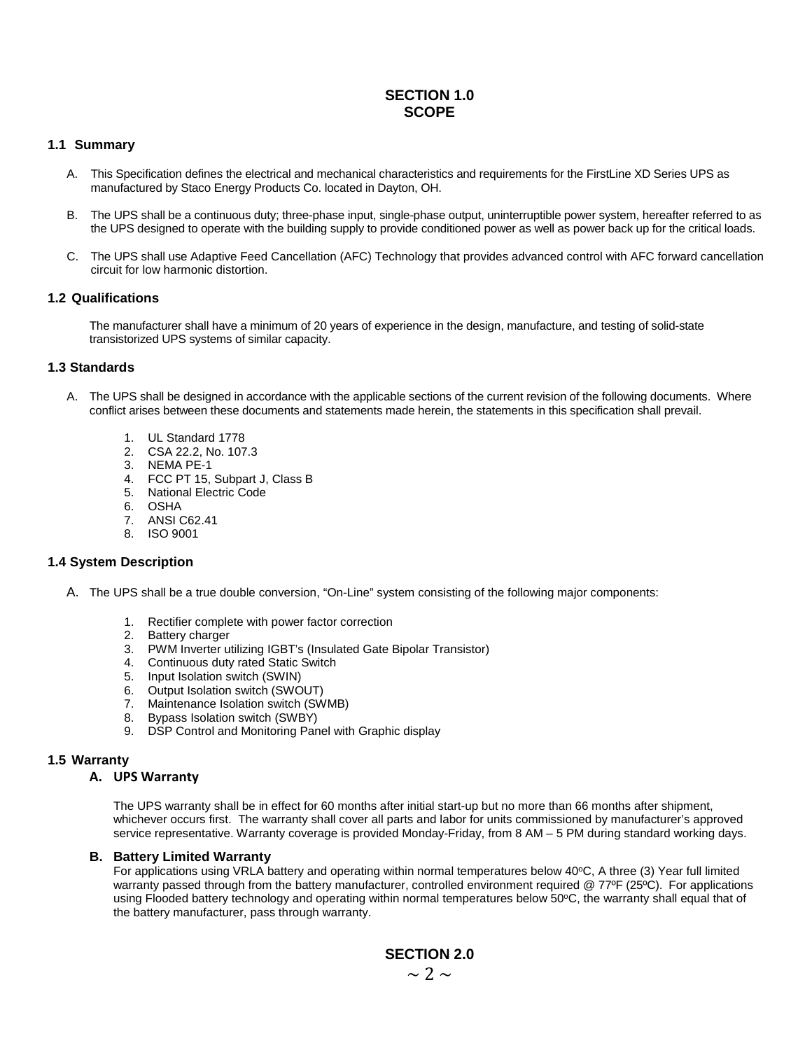# SECTION 1.0
# SCOPE

## 1.1 Summary

A. This Specification defines the electrical and mechanical characteristics and requirements for the FirstLine XD Series UPS as manufactured by Staco Energy Products Co. located in Dayton, OH.

B. The UPS shall be a continuous duty; three-phase input, single-phase output, uninterruptible power system, hereafter referred to as the UPS designed to operate with the building supply to provide conditioned power as well as power back up for the critical loads.

C. The UPS shall use Adaptive Feed Cancellation (AFC) Technology that provides advanced control with AFC forward cancellation circuit for low harmonic distortion.

## 1.2 Qualifications

The manufacturer shall have a minimum of 20 years of experience in the design, manufacture, and testing of solid-state transistorized UPS systems of similar capacity.

## 1.3 Standards

A. The UPS shall be designed in accordance with the applicable sections of the current revision of the following documents. Where conflict arises between these documents and statements made herein, the statements in this specification shall prevail.

1. UL Standard 1778
2. CSA 22.2, No. 107.3
3. NEMA PE-1
4. FCC PT 15, Subpart J, Class B
5. National Electric Code
6. OSHA
7. ANSI C62.41
8. ISO 9001

## 1.4 System Description

A. The UPS shall be a true double conversion, "On-Line" system consisting of the following major components:

1. Rectifier complete with power factor correction
2. Battery charger
3. PWM Inverter utilizing IGBT's (Insulated Gate Bipolar Transistor)
4. Continuous duty rated Static Switch
5. Input Isolation switch (SWIN)
6. Output Isolation switch (SWOUT)
7. Maintenance Isolation switch (SWMB)
8. Bypass Isolation switch (SWBY)
9. DSP Control and Monitoring Panel with Graphic display

## 1.5 Warranty

### A. UPS Warranty

The UPS warranty shall be in effect for 60 months after initial start-up but no more than 66 months after shipment, whichever occurs first. The warranty shall cover all parts and labor for units commissioned by manufacturer's approved service representative. Warranty coverage is provided Monday-Friday, from 8 AM – 5 PM during standard working days.

### B. Battery Limited Warranty

For applications using VRLA battery and operating within normal temperatures below 40ºC, A three (3) Year full limited warranty passed through from the battery manufacturer, controlled environment required @ 77ºF (25ºC). For applications using Flooded battery technology and operating within normal temperatures below 50ºC, the warranty shall equal that of the battery manufacturer, pass through warranty.

# SECTION 2.0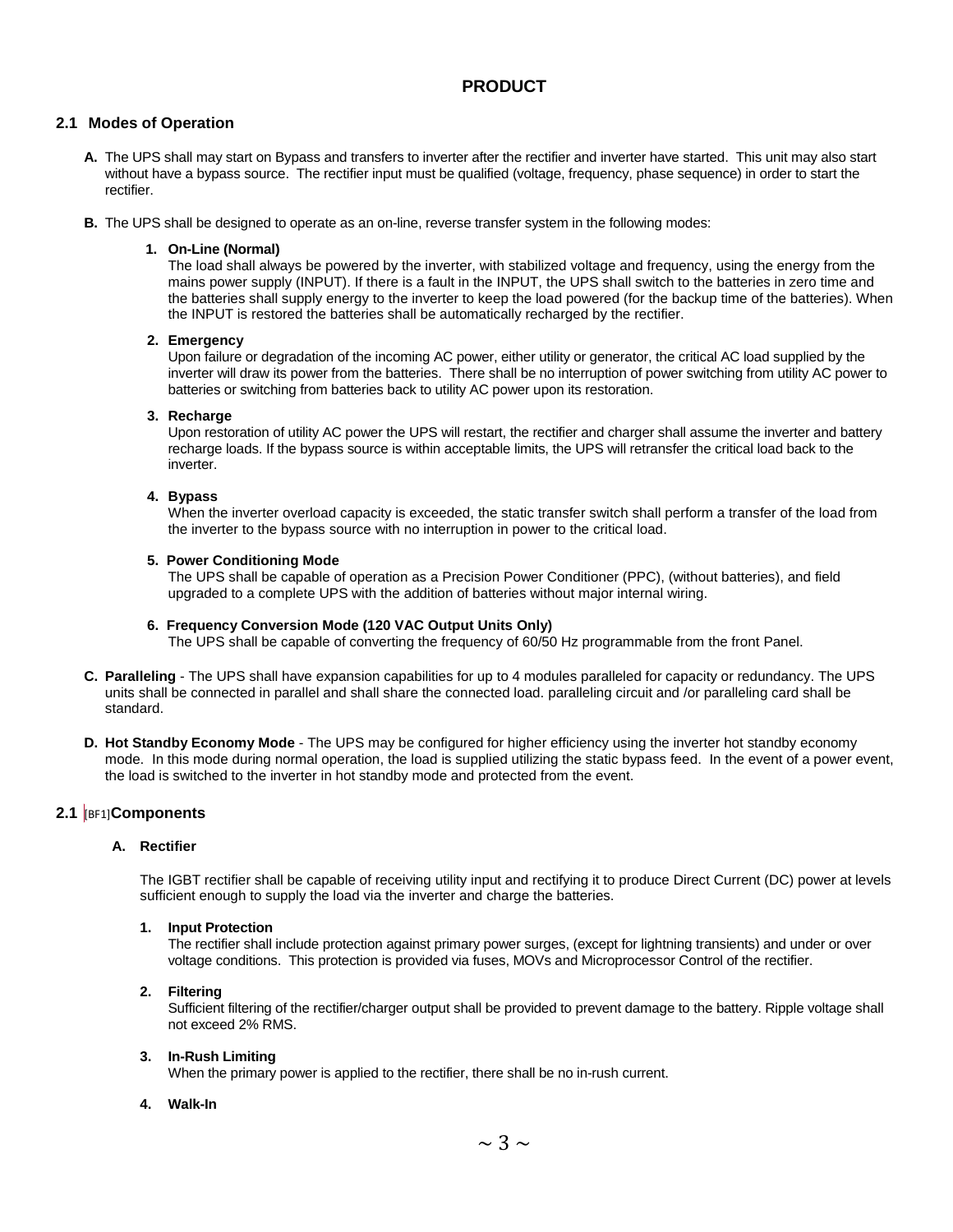# PRODUCT

## 2.1 Modes of Operation

**A.** The UPS shall may start on Bypass and transfers to inverter after the rectifier and inverter have started. This unit may also start without have a bypass source. The rectifier input must be qualified (voltage, frequency, phase sequence) in order to start the rectifier.

**B.** The UPS shall be designed to operate as an on-line, reverse transfer system in the following modes:

**1. On-Line (Normal)**
The load shall always be powered by the inverter, with stabilized voltage and frequency, using the energy from the mains power supply (INPUT). If there is a fault in the INPUT, the UPS shall switch to the batteries in zero time and the batteries shall supply energy to the inverter to keep the load powered (for the backup time of the batteries). When the INPUT is restored the batteries shall be automatically recharged by the rectifier.

**2. Emergency**
Upon failure or degradation of the incoming AC power, either utility or generator, the critical AC load supplied by the inverter will draw its power from the batteries. There shall be no interruption of power switching from utility AC power to batteries or switching from batteries back to utility AC power upon its restoration.

**3. Recharge**
Upon restoration of utility AC power the UPS will restart, the rectifier and charger shall assume the inverter and battery recharge loads. If the bypass source is within acceptable limits, the UPS will retransfer the critical load back to the inverter.

**4. Bypass**
When the inverter overload capacity is exceeded, the static transfer switch shall perform a transfer of the load from the inverter to the bypass source with no interruption in power to the critical load.

**5. Power Conditioning Mode**
The UPS shall be capable of operation as a Precision Power Conditioner (PPC), (without batteries), and field upgraded to a complete UPS with the addition of batteries without major internal wiring.

**6. Frequency Conversion Mode (120 VAC Output Units Only)**
The UPS shall be capable of converting the frequency of 60/50 Hz programmable from the front Panel.

**C. Paralleling** - The UPS shall have expansion capabilities for up to 4 modules paralleled for capacity or redundancy. The UPS units shall be connected in parallel and shall share the connected load. paralleling circuit and /or paralleling card shall be standard.

**D. Hot Standby Economy Mode** - The UPS may be configured for higher efficiency using the inverter hot standby economy mode. In this mode during normal operation, the load is supplied utilizing the static bypass feed. In the event of a power event, the load is switched to the inverter in hot standby mode and protected from the event.

## 2.1 [BF1]Components

### A. Rectifier

The IGBT rectifier shall be capable of receiving utility input and rectifying it to produce Direct Current (DC) power at levels sufficient enough to supply the load via the inverter and charge the batteries.

**1. Input Protection**
The rectifier shall include protection against primary power surges, (except for lightning transients) and under or over voltage conditions. This protection is provided via fuses, MOVs and Microprocessor Control of the rectifier.

**2. Filtering**
Sufficient filtering of the rectifier/charger output shall be provided to prevent damage to the battery. Ripple voltage shall not exceed 2% RMS.

**3. In-Rush Limiting**
When the primary power is applied to the rectifier, there shall be no in-rush current.

**4. Walk-In**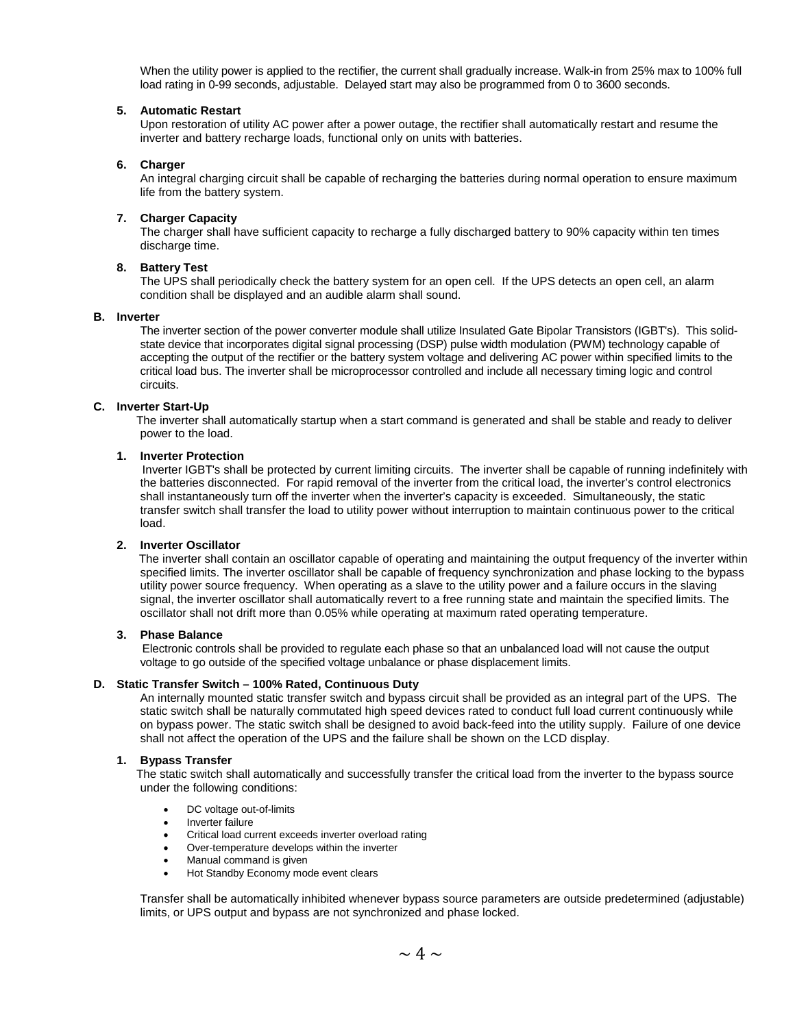When the utility power is applied to the rectifier, the current shall gradually increase. Walk-in from 25% max to 100% full load rating in 0-99 seconds, adjustable. Delayed start may also be programmed from 0 to 3600 seconds.

**5. Automatic Restart**

Upon restoration of utility AC power after a power outage, the rectifier shall automatically restart and resume the inverter and battery recharge loads, functional only on units with batteries.

**6. Charger**

An integral charging circuit shall be capable of recharging the batteries during normal operation to ensure maximum life from the battery system.

**7. Charger Capacity**

The charger shall have sufficient capacity to recharge a fully discharged battery to 90% capacity within ten times discharge time.

**8. Battery Test**

The UPS shall periodically check the battery system for an open cell. If the UPS detects an open cell, an alarm condition shall be displayed and an audible alarm shall sound.

**B. Inverter**

The inverter section of the power converter module shall utilize Insulated Gate Bipolar Transistors (IGBT's). This solid-state device that incorporates digital signal processing (DSP) pulse width modulation (PWM) technology capable of accepting the output of the rectifier or the battery system voltage and delivering AC power within specified limits to the critical load bus. The inverter shall be microprocessor controlled and include all necessary timing logic and control circuits.

**C. Inverter Start-Up**

The inverter shall automatically startup when a start command is generated and shall be stable and ready to deliver power to the load.

**1. Inverter Protection**

Inverter IGBT's shall be protected by current limiting circuits. The inverter shall be capable of running indefinitely with the batteries disconnected. For rapid removal of the inverter from the critical load, the inverter's control electronics shall instantaneously turn off the inverter when the inverter's capacity is exceeded. Simultaneously, the static transfer switch shall transfer the load to utility power without interruption to maintain continuous power to the critical load.

**2. Inverter Oscillator**

The inverter shall contain an oscillator capable of operating and maintaining the output frequency of the inverter within specified limits. The inverter oscillator shall be capable of frequency synchronization and phase locking to the bypass utility power source frequency. When operating as a slave to the utility power and a failure occurs in the slaving signal, the inverter oscillator shall automatically revert to a free running state and maintain the specified limits. The oscillator shall not drift more than 0.05% while operating at maximum rated operating temperature.

**3. Phase Balance**

Electronic controls shall be provided to regulate each phase so that an unbalanced load will not cause the output voltage to go outside of the specified voltage unbalance or phase displacement limits.

**D. Static Transfer Switch – 100% Rated, Continuous Duty**

An internally mounted static transfer switch and bypass circuit shall be provided as an integral part of the UPS. The static switch shall be naturally commutated high speed devices rated to conduct full load current continuously while on bypass power. The static switch shall be designed to avoid back-feed into the utility supply. Failure of one device shall not affect the operation of the UPS and the failure shall be shown on the LCD display.

**1. Bypass Transfer**

The static switch shall automatically and successfully transfer the critical load from the inverter to the bypass source under the following conditions:

- DC voltage out-of-limits
- Inverter failure
- Critical load current exceeds inverter overload rating
- Over-temperature develops within the inverter
- Manual command is given
- Hot Standby Economy mode event clears

Transfer shall be automatically inhibited whenever bypass source parameters are outside predetermined (adjustable) limits, or UPS output and bypass are not synchronized and phase locked.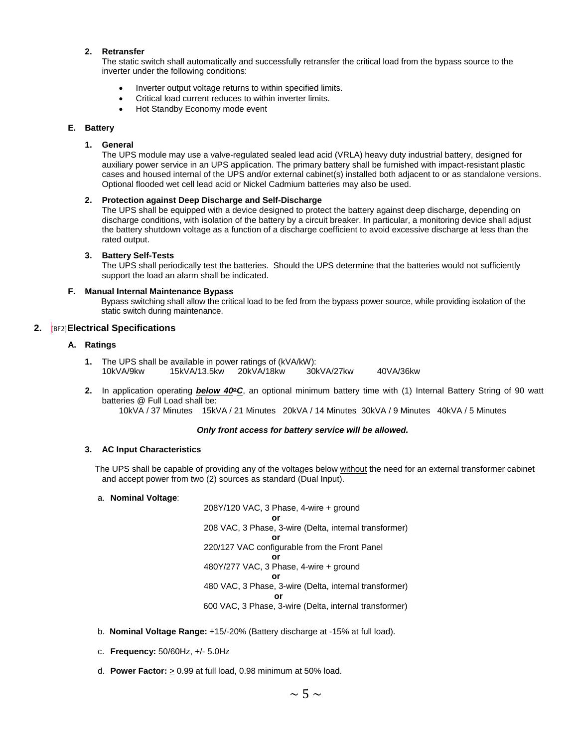**2. Retransfer**

The static switch shall automatically and successfully retransfer the critical load from the bypass source to the inverter under the following conditions:

- Inverter output voltage returns to within specified limits.
- Critical load current reduces to within inverter limits.
- Hot Standby Economy mode event

**E. Battery**

**1. General**

The UPS module may use a valve-regulated sealed lead acid (VRLA) heavy duty industrial battery, designed for auxiliary power service in an UPS application. The primary battery shall be furnished with impact-resistant plastic cases and housed internal of the UPS and/or external cabinet(s) installed both adjacent to or as standalone versions. Optional flooded wet cell lead acid or Nickel Cadmium batteries may also be used.

**2. Protection against Deep Discharge and Self-Discharge**

The UPS shall be equipped with a device designed to protect the battery against deep discharge, depending on discharge conditions, with isolation of the battery by a circuit breaker. In particular, a monitoring device shall adjust the battery shutdown voltage as a function of a discharge coefficient to avoid excessive discharge at less than the rated output.

**3. Battery Self-Tests**

The UPS shall periodically test the batteries. Should the UPS determine that the batteries would not sufficiently support the load an alarm shall be indicated.

**F. Manual Internal Maintenance Bypass**

Bypass switching shall allow the critical load to be fed from the bypass power source, while providing isolation of the static switch during maintenance.

## 2. [BF2]Electrical Specifications

**A. Ratings**

1. The UPS shall be available in power ratings of (kVA/kW):
   10kVA/9kw  15kVA/13.5kw  20kVA/18kw  30kVA/27kw  40VA/36kw

2. In application operating ***below 40ºC***, an optional minimum battery time with (1) Internal Battery String of 90 watt batteries @ Full Load shall be:
   10kVA / 37 Minutes  15kVA / 21 Minutes  20kVA / 14 Minutes  30kVA / 9 Minutes  40kVA / 5 Minutes

***Only front access for battery service will be allowed.***

**3. AC Input Characteristics**

The UPS shall be capable of providing any of the voltages below without the need for an external transformer cabinet and accept power from two (2) sources as standard (Dual Input).

a. **Nominal Voltage**:

208Y/120 VAC, 3 Phase, 4-wire + ground
**or**
208 VAC, 3 Phase, 3-wire (Delta, internal transformer)
**or**
220/127 VAC configurable from the Front Panel
**or**
480Y/277 VAC, 3 Phase, 4-wire + ground
**or**
480 VAC, 3 Phase, 3-wire (Delta, internal transformer)
**or**
600 VAC, 3 Phase, 3-wire (Delta, internal transformer)

b. **Nominal Voltage Range:** +15/-20% (Battery discharge at -15% at full load).

c. **Frequency:** 50/60Hz, +/- 5.0Hz

d. **Power Factor:** $\geq$ 0.99 at full load, 0.98 minimum at 50% load.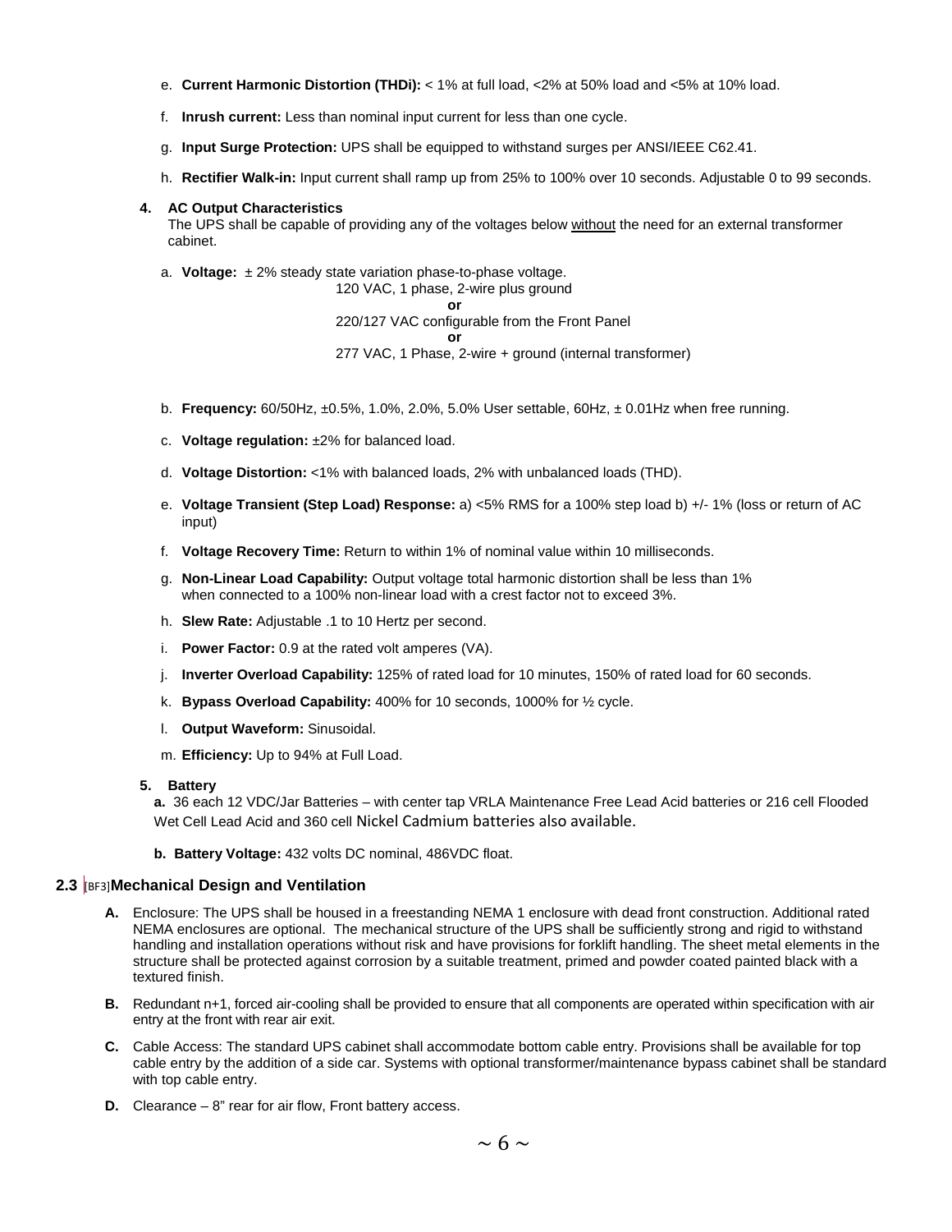e. **Current Harmonic Distortion (THDi):** < 1% at full load, <2% at 50% load and <5% at 10% load.

f. **Inrush current:** Less than nominal input current for less than one cycle.

g. **Input Surge Protection:** UPS shall be equipped to withstand surges per ANSI/IEEE C62.41.

h. **Rectifier Walk-in:** Input current shall ramp up from 25% to 100% over 10 seconds. Adjustable 0 to 99 seconds.

**4. AC Output Characteristics**

The UPS shall be capable of providing any of the voltages below without the need for an external transformer cabinet.

a. **Voltage:** ± 2% steady state variation phase-to-phase voltage.

120 VAC, 1 phase, 2-wire plus ground
**or**
220/127 VAC configurable from the Front Panel
**or**
277 VAC, 1 Phase, 2-wire + ground (internal transformer)

b. **Frequency:** 60/50Hz, ±0.5%, 1.0%, 2.0%, 5.0% User settable, 60Hz, ± 0.01Hz when free running.

c. **Voltage regulation:** ±2% for balanced load.

d. **Voltage Distortion:** <1% with balanced loads, 2% with unbalanced loads (THD).

e. **Voltage Transient (Step Load) Response:** a) <5% RMS for a 100% step load b) +/- 1% (loss or return of AC input)

f. **Voltage Recovery Time:** Return to within 1% of nominal value within 10 milliseconds.

g. **Non-Linear Load Capability:** Output voltage total harmonic distortion shall be less than 1% when connected to a 100% non-linear load with a crest factor not to exceed 3%.

h. **Slew Rate:** Adjustable .1 to 10 Hertz per second.

i. **Power Factor:** 0.9 at the rated volt amperes (VA).

j. **Inverter Overload Capability:** 125% of rated load for 10 minutes, 150% of rated load for 60 seconds.

k. **Bypass Overload Capability:** 400% for 10 seconds, 1000% for ½ cycle.

l. **Output Waveform:** Sinusoidal.

m. **Efficiency:** Up to 94% at Full Load.

**5. Battery**

**a.** 36 each 12 VDC/Jar Batteries – with center tap VRLA Maintenance Free Lead Acid batteries or 216 cell Flooded Wet Cell Lead Acid and 360 cell Nickel Cadmium batteries also available.

**b. Battery Voltage:** 432 volts DC nominal, 486VDC float.

## 2.3 [BF3]Mechanical Design and Ventilation

**A.** Enclosure: The UPS shall be housed in a freestanding NEMA 1 enclosure with dead front construction. Additional rated NEMA enclosures are optional. The mechanical structure of the UPS shall be sufficiently strong and rigid to withstand handling and installation operations without risk and have provisions for forklift handling. The sheet metal elements in the structure shall be protected against corrosion by a suitable treatment, primed and powder coated painted black with a textured finish.

**B.** Redundant n+1, forced air-cooling shall be provided to ensure that all components are operated within specification with air entry at the front with rear air exit.

**C.** Cable Access: The standard UPS cabinet shall accommodate bottom cable entry. Provisions shall be available for top cable entry by the addition of a side car. Systems with optional transformer/maintenance bypass cabinet shall be standard with top cable entry.

**D.** Clearance – 8" rear for air flow, Front battery access.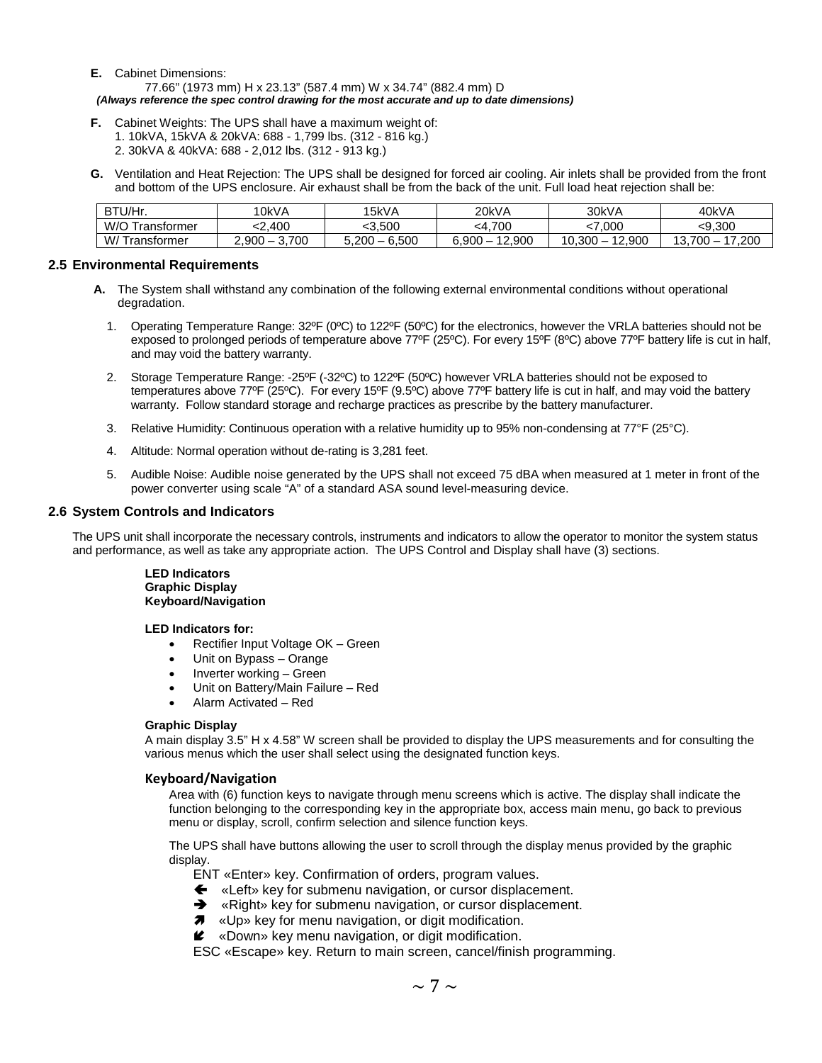**E.** Cabinet Dimensions:

77.66" (1973 mm) H x 23.13" (587.4 mm) W x 34.74" (882.4 mm) D

***(Always reference the spec control drawing for the most accurate and up to date dimensions)***

**F.** Cabinet Weights: The UPS shall have a maximum weight of:

1. 10kVA, 15kVA & 20kVA: 688 - 1,799 lbs. (312 - 816 kg.)
2. 30kVA & 40kVA: 688 - 2,012 lbs. (312 - 913 kg.)

**G.** Ventilation and Heat Rejection: The UPS shall be designed for forced air cooling. Air inlets shall be provided from the front and bottom of the UPS enclosure. Air exhaust shall be from the back of the unit. Full load heat rejection shall be:

| BTU/Hr. | 10kVA | 15kVA | 20kVA | 30kVA | 40kVA |
|---|---|---|---|---|---|
| W/O Transformer | <2,400 | <3,500 | <4,700 | <7,000 | <9,300 |
| W/ Transformer | 2,900 – 3,700 | 5,200 – 6,500 | 6,900 – 12,900 | 10,300 – 12,900 | 13,700 – 17,200 |

## 2.5 Environmental Requirements

**A.** The System shall withstand any combination of the following external environmental conditions without operational degradation.

1. Operating Temperature Range: 32ºF (0ºC) to 122ºF (50ºC) for the electronics, however the VRLA batteries should not be exposed to prolonged periods of temperature above 77ºF (25ºC). For every 15ºF (8ºC) above 77ºF battery life is cut in half, and may void the battery warranty.
2. Storage Temperature Range: -25ºF (-32ºC) to 122ºF (50ºC) however VRLA batteries should not be exposed to temperatures above 77ºF (25ºC). For every 15ºF (9.5ºC) above 77ºF battery life is cut in half, and may void the battery warranty. Follow standard storage and recharge practices as prescribe by the battery manufacturer.
3. Relative Humidity: Continuous operation with a relative humidity up to 95% non-condensing at 77°F (25°C).
4. Altitude: Normal operation without de-rating is 3,281 feet.
5. Audible Noise: Audible noise generated by the UPS shall not exceed 75 dBA when measured at 1 meter in front of the power converter using scale "A" of a standard ASA sound level-measuring device.

## 2.6 System Controls and Indicators

The UPS unit shall incorporate the necessary controls, instruments and indicators to allow the operator to monitor the system status and performance, as well as take any appropriate action. The UPS Control and Display shall have (3) sections.

**LED Indicators**
**Graphic Display**
**Keyboard/Navigation**

**LED Indicators for:**

- Rectifier Input Voltage OK – Green
- Unit on Bypass – Orange
- Inverter working – Green
- Unit on Battery/Main Failure – Red
- Alarm Activated – Red

**Graphic Display**

A main display 3.5" H x 4.58" W screen shall be provided to display the UPS measurements and for consulting the various menus which the user shall select using the designated function keys.

### Keyboard/Navigation

Area with (6) function keys to navigate through menu screens which is active. The display shall indicate the function belonging to the corresponding key in the appropriate box, access main menu, go back to previous menu or display, scroll, confirm selection and silence function keys.

The UPS shall have buttons allowing the user to scroll through the display menus provided by the graphic display.

ENT «Enter» key. Confirmation of orders, program values.
← «Left» key for submenu navigation, or cursor displacement.
→ «Right» key for submenu navigation, or cursor displacement.
↗ «Up» key for menu navigation, or digit modification.
↙ «Down» key menu navigation, or digit modification.
ESC «Escape» key. Return to main screen, cancel/finish programming.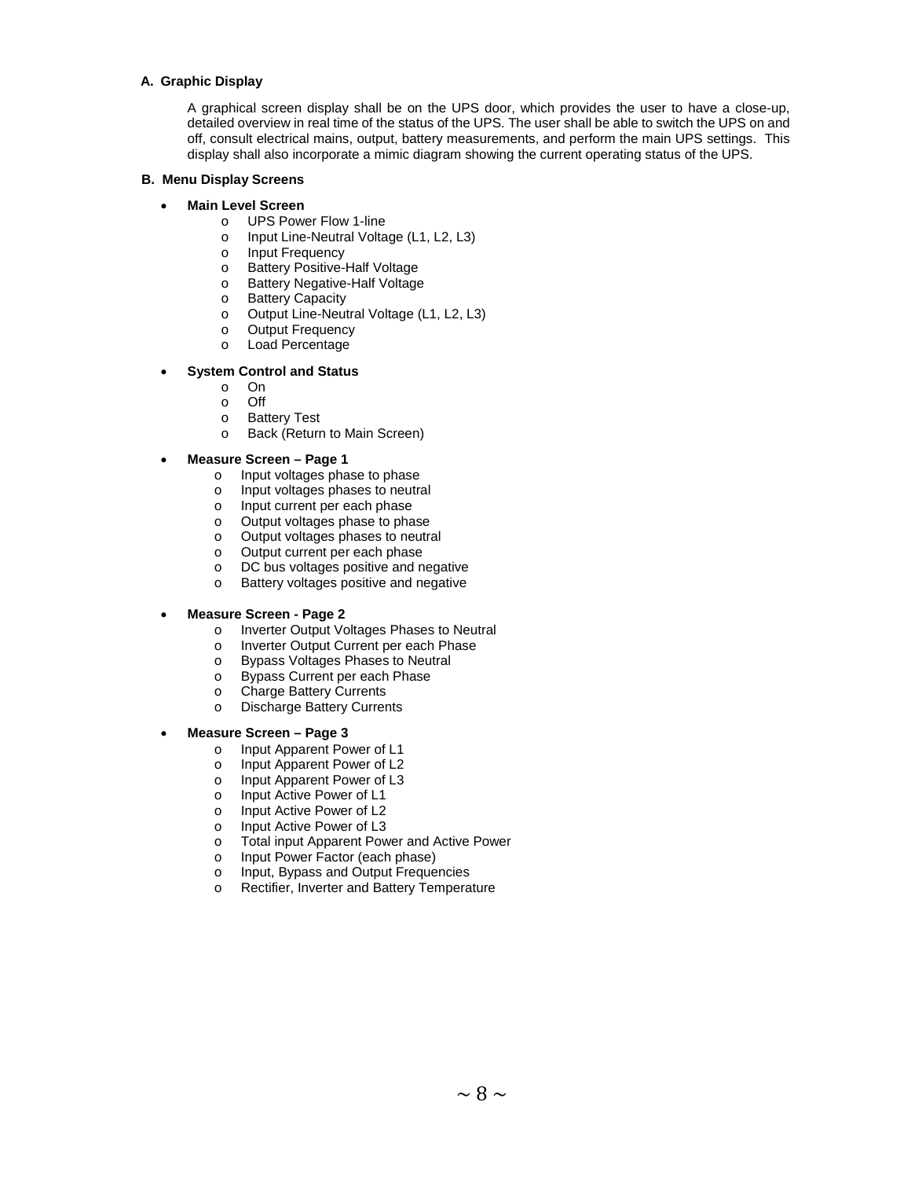**A. Graphic Display**

A graphical screen display shall be on the UPS door, which provides the user to have a close-up, detailed overview in real time of the status of the UPS. The user shall be able to switch the UPS on and off, consult electrical mains, output, battery measurements, and perform the main UPS settings. This display shall also incorporate a mimic diagram showing the current operating status of the UPS.

**B. Menu Display Screens**

- **Main Level Screen**
  - UPS Power Flow 1-line
  - Input Line-Neutral Voltage (L1, L2, L3)
  - Input Frequency
  - Battery Positive-Half Voltage
  - Battery Negative-Half Voltage
  - Battery Capacity
  - Output Line-Neutral Voltage (L1, L2, L3)
  - Output Frequency
  - Load Percentage

- **System Control and Status**
  - On
  - Off
  - Battery Test
  - Back (Return to Main Screen)

- **Measure Screen – Page 1**
  - Input voltages phase to phase
  - Input voltages phases to neutral
  - Input current per each phase
  - Output voltages phase to phase
  - Output voltages phases to neutral
  - Output current per each phase
  - DC bus voltages positive and negative
  - Battery voltages positive and negative

- **Measure Screen - Page 2**
  - Inverter Output Voltages Phases to Neutral
  - Inverter Output Current per each Phase
  - Bypass Voltages Phases to Neutral
  - Bypass Current per each Phase
  - Charge Battery Currents
  - Discharge Battery Currents

- **Measure Screen – Page 3**
  - Input Apparent Power of L1
  - Input Apparent Power of L2
  - Input Apparent Power of L3
  - Input Active Power of L1
  - Input Active Power of L2
  - Input Active Power of L3
  - Total input Apparent Power and Active Power
  - Input Power Factor (each phase)
  - Input, Bypass and Output Frequencies
  - Rectifier, Inverter and Battery Temperature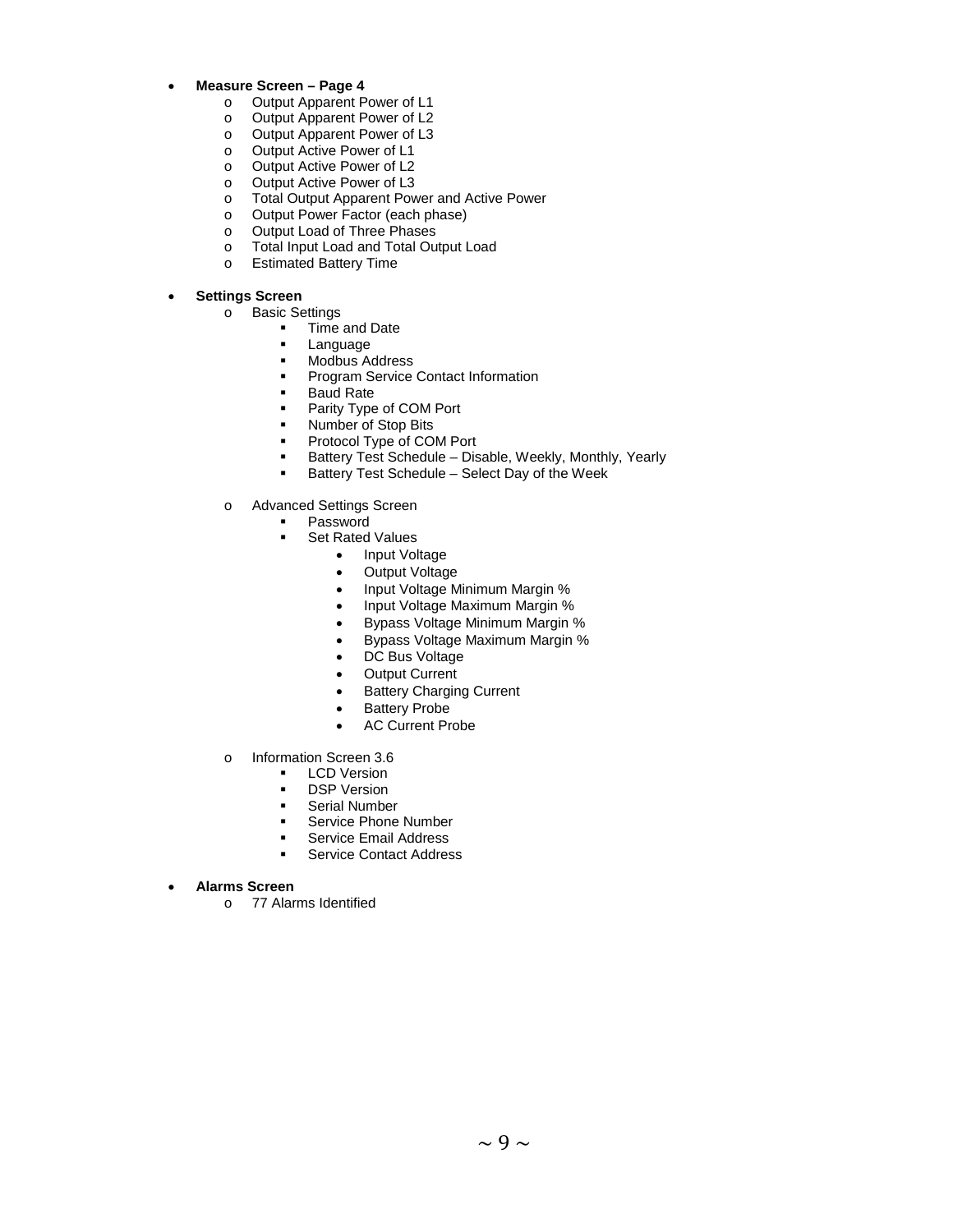- **Measure Screen – Page 4**
    - Output Apparent Power of L1
    - Output Apparent Power of L2
    - Output Apparent Power of L3
    - Output Active Power of L1
    - Output Active Power of L2
    - Output Active Power of L3
    - Total Output Apparent Power and Active Power
    - Output Power Factor (each phase)
    - Output Load of Three Phases
    - Total Input Load and Total Output Load
    - Estimated Battery Time

- **Settings Screen**
    - Basic Settings
        - Time and Date
        - Language
        - Modbus Address
        - Program Service Contact Information
        - Baud Rate
        - Parity Type of COM Port
        - Number of Stop Bits
        - Protocol Type of COM Port
        - Battery Test Schedule – Disable, Weekly, Monthly, Yearly
        - Battery Test Schedule – Select Day of the Week

    - Advanced Settings Screen
        - Password
        - Set Rated Values
            - Input Voltage
            - Output Voltage
            - Input Voltage Minimum Margin %
            - Input Voltage Maximum Margin %
            - Bypass Voltage Minimum Margin %
            - Bypass Voltage Maximum Margin %
            - DC Bus Voltage
            - Output Current
            - Battery Charging Current
            - Battery Probe
            - AC Current Probe

    - Information Screen 3.6
        - LCD Version
        - DSP Version
        - Serial Number
        - Service Phone Number
        - Service Email Address
        - Service Contact Address

- **Alarms Screen**
    - 77 Alarms Identified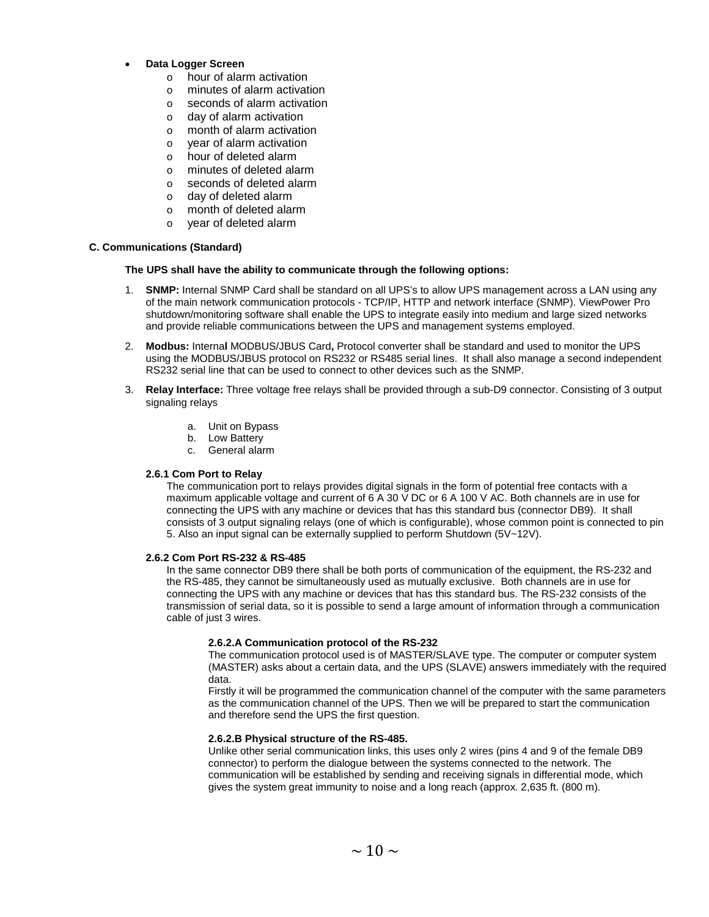- **Data Logger Screen**
  - hour of alarm activation
  - minutes of alarm activation
  - seconds of alarm activation
  - day of alarm activation
  - month of alarm activation
  - year of alarm activation
  - hour of deleted alarm
  - minutes of deleted alarm
  - seconds of deleted alarm
  - day of deleted alarm
  - month of deleted alarm
  - year of deleted alarm

**C. Communications (Standard)**

**The UPS shall have the ability to communicate through the following options:**

1. **SNMP:** Internal SNMP Card shall be standard on all UPS's to allow UPS management across a LAN using any of the main network communication protocols - TCP/IP, HTTP and network interface (SNMP). ViewPower Pro shutdown/monitoring software shall enable the UPS to integrate easily into medium and large sized networks and provide reliable communications between the UPS and management systems employed.
2. **Modbus:** Interna**l** MODBUS/JBUS Card**,** Protocol converter shall be standard and used to monitor the UPS using the MODBUS/JBUS protocol on RS232 or RS485 serial lines. It shall also manage a second independent RS232 serial line that can be used to connect to other devices such as the SNMP.
3. **Relay Interface:** Three voltage free relays shall be provided through a sub-D9 connector. Consisting of 3 output signaling relays
   a. Unit on Bypass
   b. Low Battery
   c. General alarm

**2.6.1 Com Port to Relay**

The communication port to relays provides digital signals in the form of potential free contacts with a maximum applicable voltage and current of 6 A 30 V DC or 6 A 100 V AC. Both channels are in use for connecting the UPS with any machine or devices that has this standard bus (connector DB9). It shall consists of 3 output signaling relays (one of which is configurable), whose common point is connected to pin 5. Also an input signal can be externally supplied to perform Shutdown (5V~12V).

**2.6.2 Com Port RS-232 & RS-485**

In the same connector DB9 there shall be both ports of communication of the equipment, the RS-232 and the RS-485, they cannot be simultaneously used as mutually exclusive. Both channels are in use for connecting the UPS with any machine or devices that has this standard bus. The RS-232 consists of the transmission of serial data, so it is possible to send a large amount of information through a communication cable of just 3 wires.

**2.6.2.A Communication protocol of the RS-232**

The communication protocol used is of MASTER/SLAVE type. The computer or computer system (MASTER) asks about a certain data, and the UPS (SLAVE) answers immediately with the required data.

Firstly it will be programmed the communication channel of the computer with the same parameters as the communication channel of the UPS. Then we will be prepared to start the communication and therefore send the UPS the first question.

**2.6.2.B Physical structure of the RS-485.**

Unlike other serial communication links, this uses only 2 wires (pins 4 and 9 of the female DB9 connector) to perform the dialogue between the systems connected to the network. The communication will be established by sending and receiving signals in differential mode, which gives the system great immunity to noise and a long reach (approx. 2,635 ft. (800 m).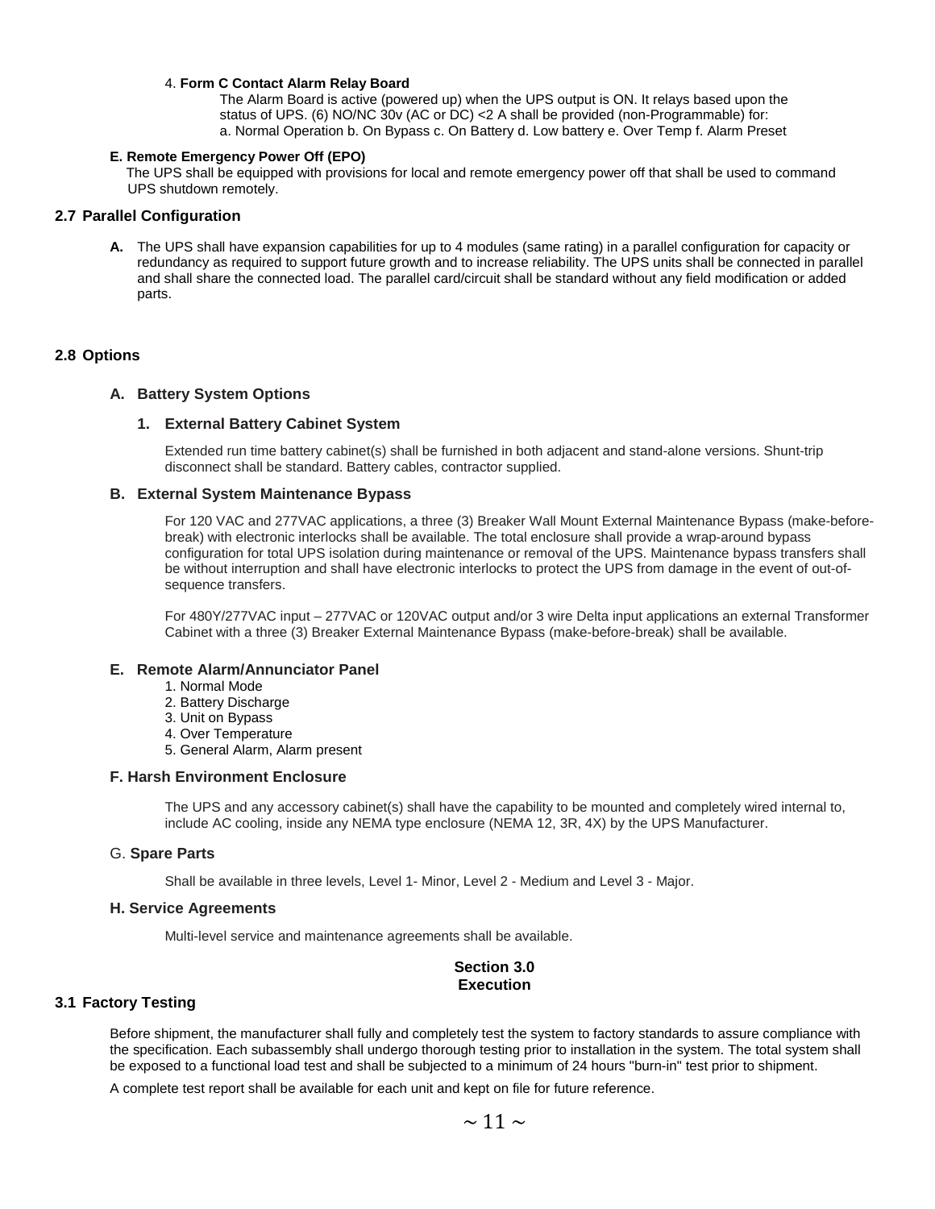4. **Form C Contact Alarm Relay Board**

The Alarm Board is active (powered up) when the UPS output is ON. It relays based upon the status of UPS. (6) NO/NC 30v (AC or DC) <2 A shall be provided (non-Programmable) for:
a. Normal Operation b. On Bypass c. On Battery d. Low battery e. Over Temp f. Alarm Preset

**E. Remote Emergency Power Off (EPO)**

The UPS shall be equipped with provisions for local and remote emergency power off that shall be used to command UPS shutdown remotely.

## 2.7 Parallel Configuration

**A.** The UPS shall have expansion capabilities for up to 4 modules (same rating) in a parallel configuration for capacity or redundancy as required to support future growth and to increase reliability. The UPS units shall be connected in parallel and shall share the connected load. The parallel card/circuit shall be standard without any field modification or added parts.

## 2.8 Options

### A. Battery System Options

#### 1. External Battery Cabinet System

Extended run time battery cabinet(s) shall be furnished in both adjacent and stand-alone versions. Shunt-trip disconnect shall be standard. Battery cables, contractor supplied.

### B. External System Maintenance Bypass

For 120 VAC and 277VAC applications, a three (3) Breaker Wall Mount External Maintenance Bypass (make-before-break) with electronic interlocks shall be available. The total enclosure shall provide a wrap-around bypass configuration for total UPS isolation during maintenance or removal of the UPS. Maintenance bypass transfers shall be without interruption and shall have electronic interlocks to protect the UPS from damage in the event of out-of-sequence transfers.

For 480Y/277VAC input – 277VAC or 120VAC output and/or 3 wire Delta input applications an external Transformer Cabinet with a three (3) Breaker External Maintenance Bypass (make-before-break) shall be available.

### E. Remote Alarm/Annunciator Panel

1. Normal Mode
2. Battery Discharge
3. Unit on Bypass
4. Over Temperature
5. General Alarm, Alarm present

### F. Harsh Environment Enclosure

The UPS and any accessory cabinet(s) shall have the capability to be mounted and completely wired internal to, include AC cooling, inside any NEMA type enclosure (NEMA 12, 3R, 4X) by the UPS Manufacturer.

### G. Spare Parts

Shall be available in three levels, Level 1- Minor, Level 2 - Medium and Level 3 - Major.

### H. Service Agreements

Multi-level service and maintenance agreements shall be available.

# Section 3.0
# Execution

## 3.1 Factory Testing

Before shipment, the manufacturer shall fully and completely test the system to factory standards to assure compliance with the specification. Each subassembly shall undergo thorough testing prior to installation in the system. The total system shall be exposed to a functional load test and shall be subjected to a minimum of 24 hours "burn-in" test prior to shipment.

A complete test report shall be available for each unit and kept on file for future reference.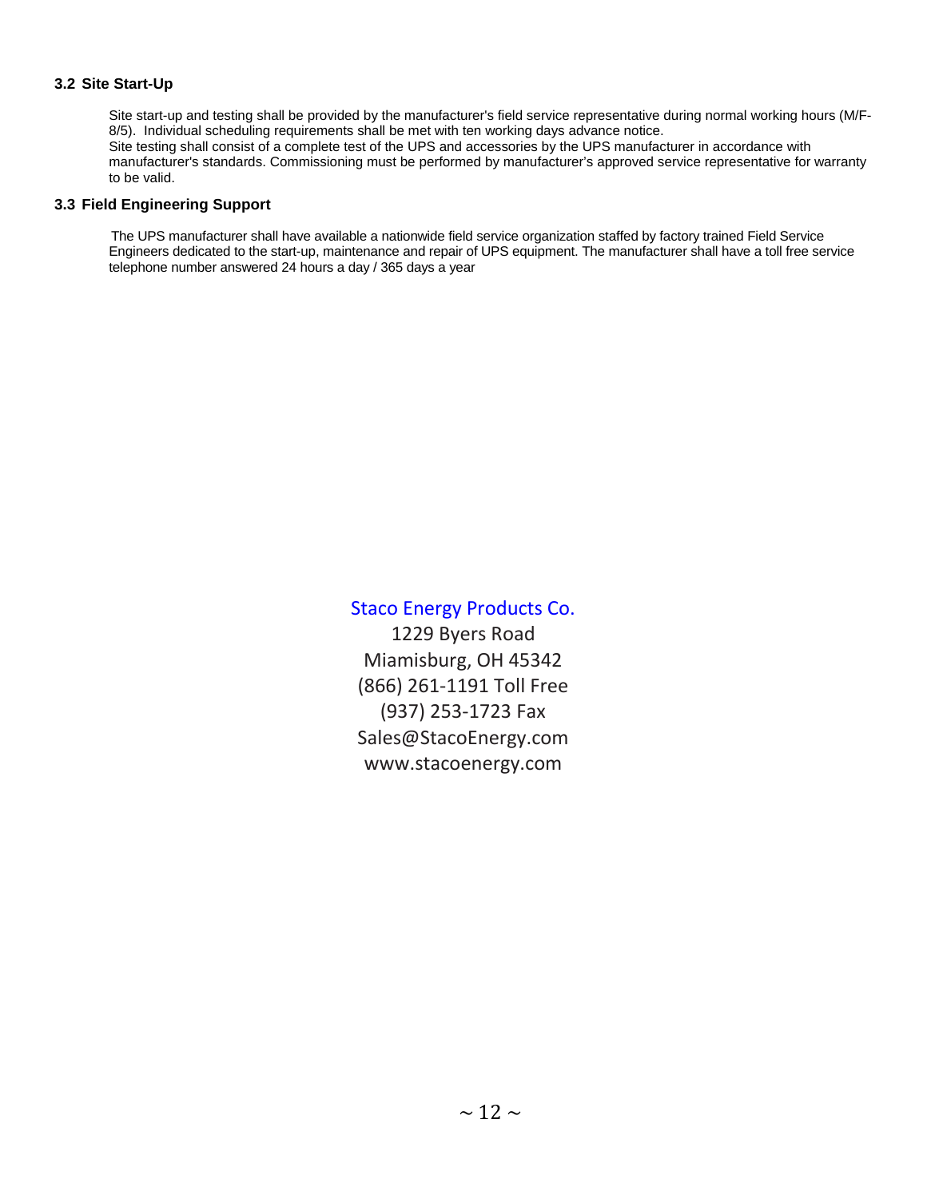### 3.2 Site Start-Up

Site start-up and testing shall be provided by the manufacturer's field service representative during normal working hours (M/F-8/5). Individual scheduling requirements shall be met with ten working days advance notice.
Site testing shall consist of a complete test of the UPS and accessories by the UPS manufacturer in accordance with manufacturer's standards. Commissioning must be performed by manufacturer's approved service representative for warranty to be valid.

### 3.3 Field Engineering Support

The UPS manufacturer shall have available a nationwide field service organization staffed by factory trained Field Service Engineers dedicated to the start-up, maintenance and repair of UPS equipment. The manufacturer shall have a toll free service telephone number answered 24 hours a day / 365 days a year

Staco Energy Products Co.
1229 Byers Road
Miamisburg, OH 45342
(866) 261-1191 Toll Free
(937) 253-1723 Fax
Sales@StacoEnergy.com
www.stacoenergy.com